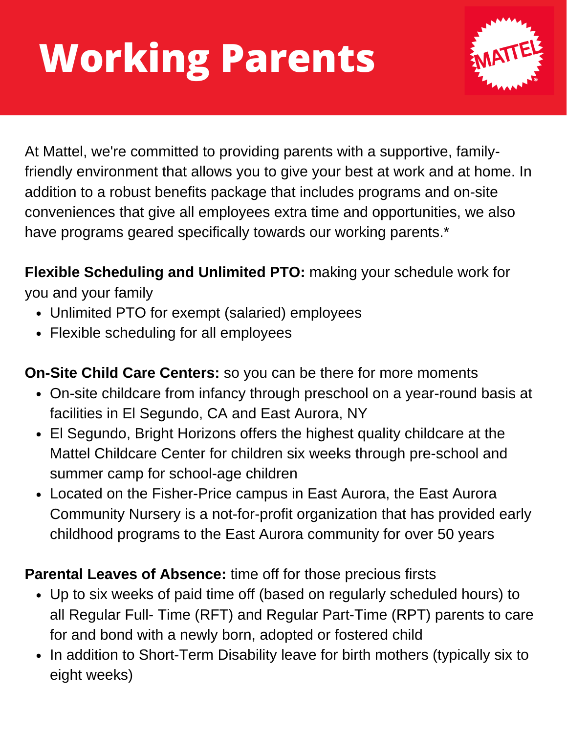# Working Parents

At Mattel, we're committed to providing parents with a supportive, family-friendly environment that allows you to give your best at work and at home. In addition to a robust benefits package that includes programs and on-site conveniences that give all employees extra time and opportunities, we also have programs geared specifically towards our working parents.*

**Flexible Scheduling and Unlimited PTO:** making your schedule work for you and your family

- Unlimited PTO for exempt (salaried) employees
- Flexible scheduling for all employees

**On-Site Child Care Centers:** so you can be there for more moments

- On-site childcare from infancy through preschool on a year-round basis at facilities in El Segundo, CA and East Aurora, NY
- El Segundo, Bright Horizons offers the highest quality childcare at the Mattel Childcare Center for children six weeks through pre-school and summer camp for school-age children
- Located on the Fisher-Price campus in East Aurora, the East Aurora Community Nursery is a not-for-profit organization that has provided early childhood programs to the East Aurora community for over 50 years

**Parental Leaves of Absence:** time off for those precious firsts

- Up to six weeks of paid time off (based on regularly scheduled hours) to all Regular Full- Time (RFT) and Regular Part-Time (RPT) parents to care for and bond with a newly born, adopted or fostered child
- In addition to Short-Term Disability leave for birth mothers (typically six to eight weeks)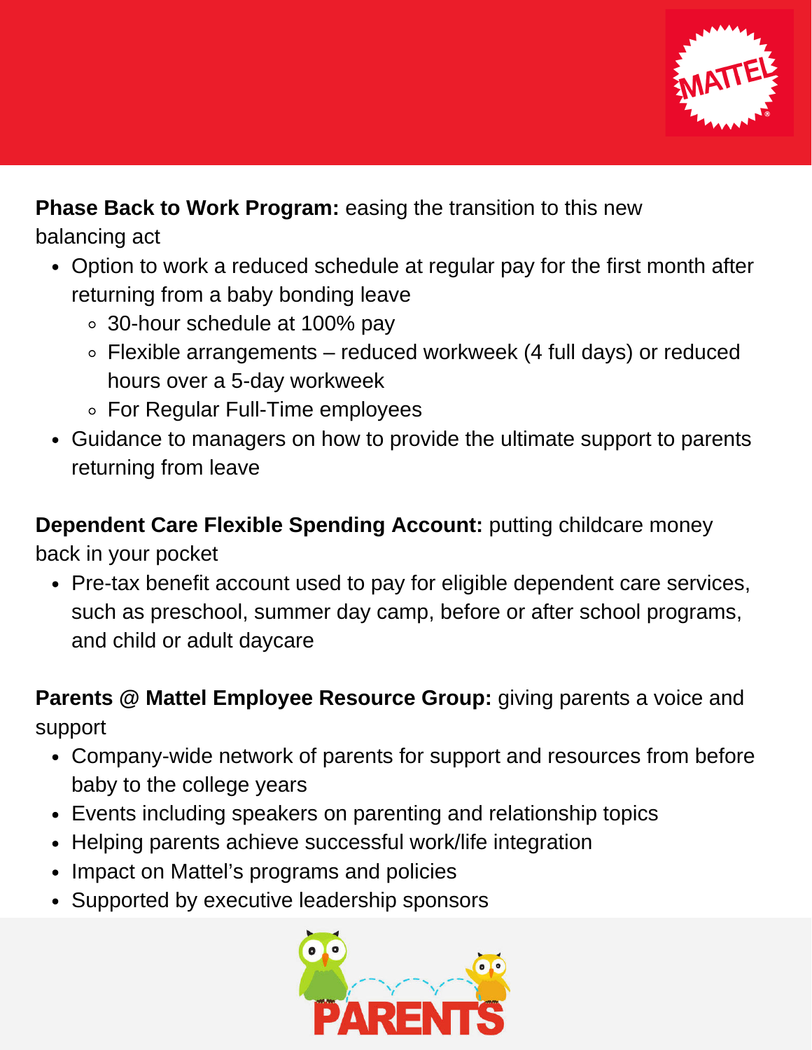**Phase Back to Work Program:** easing the transition to this new balancing act

- Option to work a reduced schedule at regular pay for the first month after returning from a baby bonding leave
  - 30-hour schedule at 100% pay
  - Flexible arrangements – reduced workweek (4 full days) or reduced hours over a 5-day workweek
  - For Regular Full-Time employees
- Guidance to managers on how to provide the ultimate support to parents returning from leave

**Dependent Care Flexible Spending Account:** putting childcare money back in your pocket

- Pre-tax benefit account used to pay for eligible dependent care services, such as preschool, summer day camp, before or after school programs, and child or adult daycare

**Parents @ Mattel Employee Resource Group:** giving parents a voice and support

- Company-wide network of parents for support and resources from before baby to the college years
- Events including speakers on parenting and relationship topics
- Helping parents achieve successful work/life integration
- Impact on Mattel's programs and policies
- Supported by executive leadership sponsors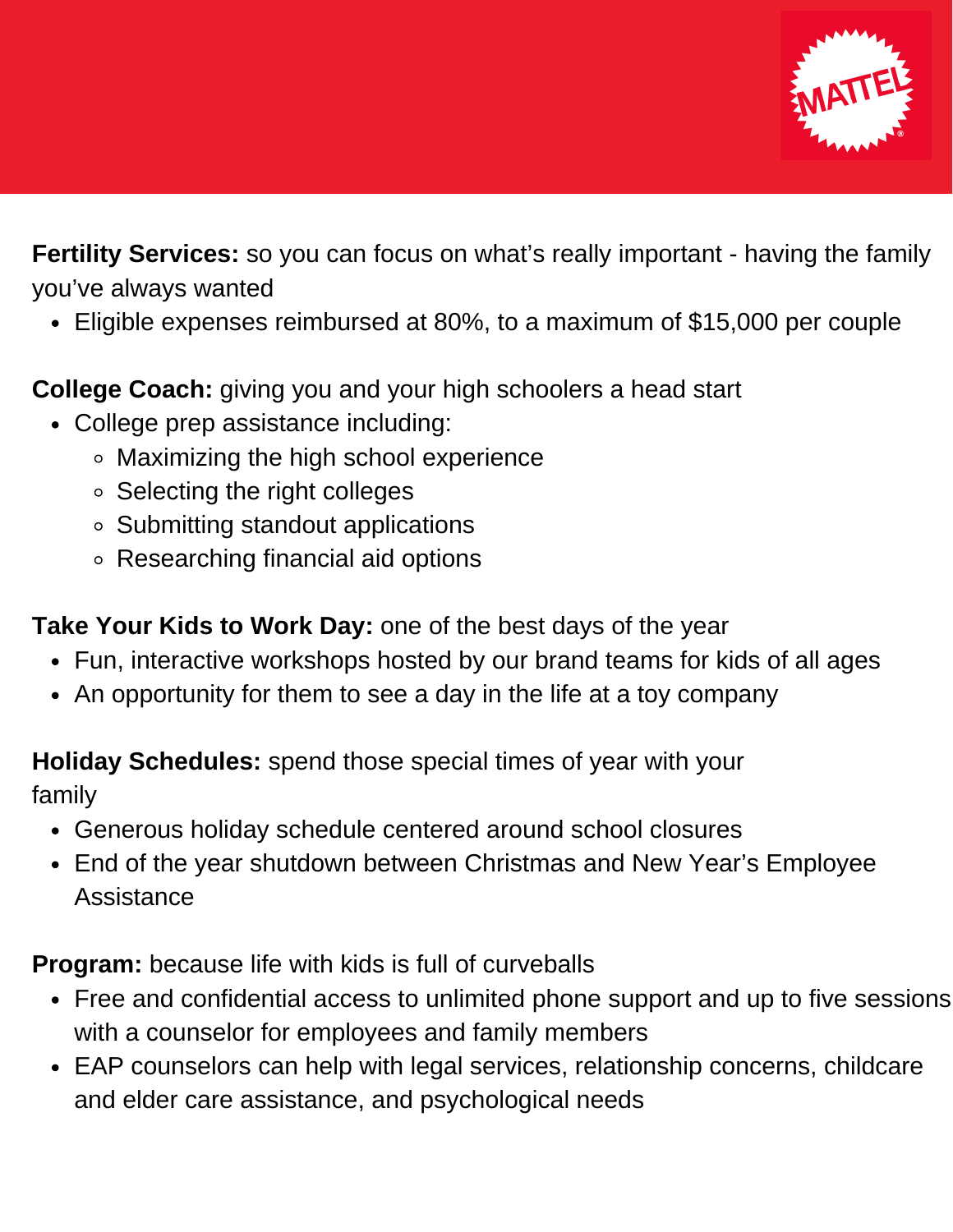**Fertility Services:** so you can focus on what's really important - having the family you've always wanted

- Eligible expenses reimbursed at 80%, to a maximum of $15,000 per couple

**College Coach:** giving you and your high schoolers a head start

- College prep assistance including:
  - Maximizing the high school experience
  - Selecting the right colleges
  - Submitting standout applications
  - Researching financial aid options

**Take Your Kids to Work Day:** one of the best days of the year

- Fun, interactive workshops hosted by our brand teams for kids of all ages
- An opportunity for them to see a day in the life at a toy company

**Holiday Schedules:** spend those special times of year with your family

- Generous holiday schedule centered around school closures
- End of the year shutdown between Christmas and New Year's Employee Assistance

**Program:** because life with kids is full of curveballs

- Free and confidential access to unlimited phone support and up to five sessions with a counselor for employees and family members
- EAP counselors can help with legal services, relationship concerns, childcare and elder care assistance, and psychological needs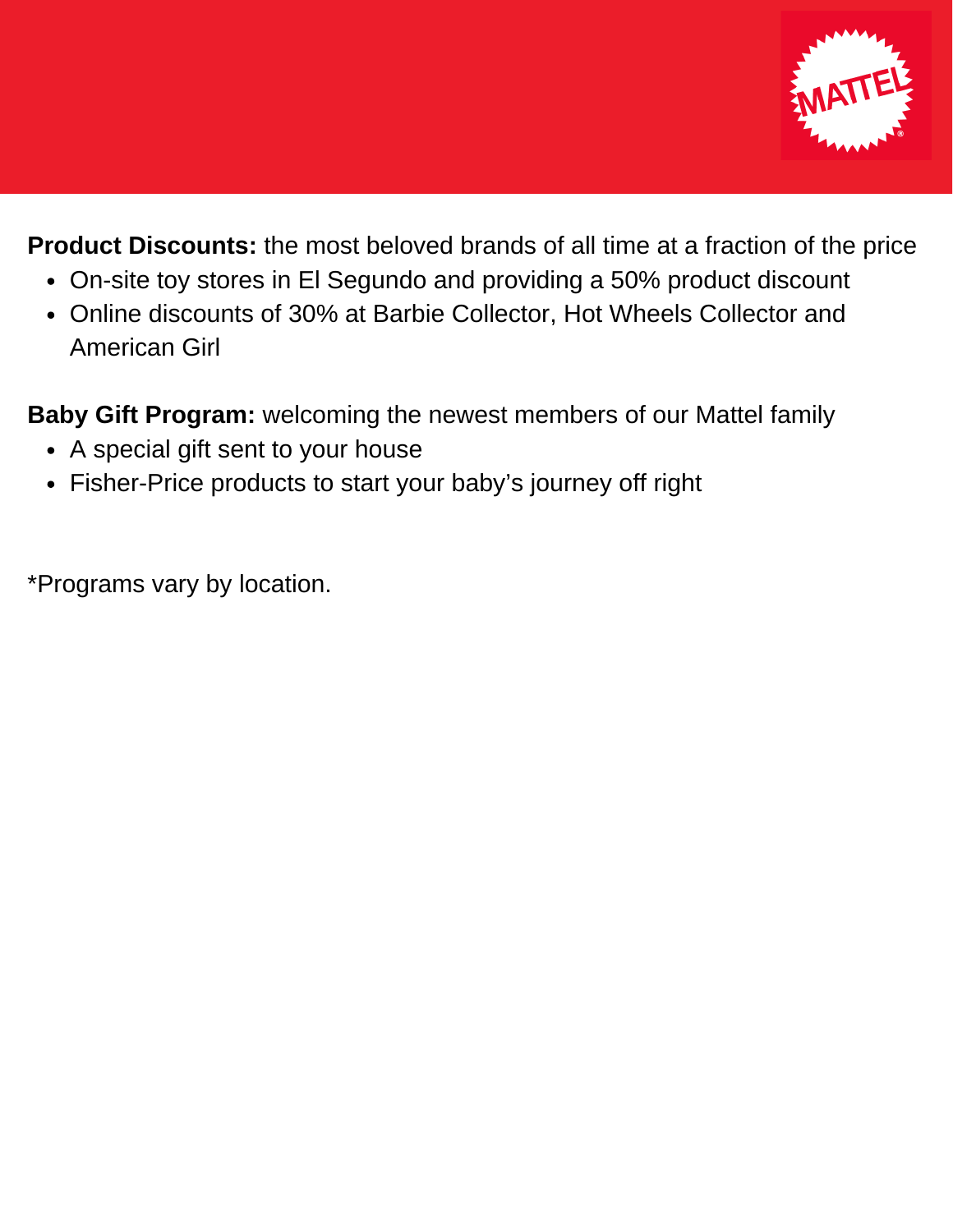**Product Discounts:** the most beloved brands of all time at a fraction of the price

- On-site toy stores in El Segundo and providing a 50% product discount
- Online discounts of 30% at Barbie Collector, Hot Wheels Collector and American Girl

**Baby Gift Program:** welcoming the newest members of our Mattel family

- A special gift sent to your house
- Fisher-Price products to start your baby's journey off right

*Programs vary by location.